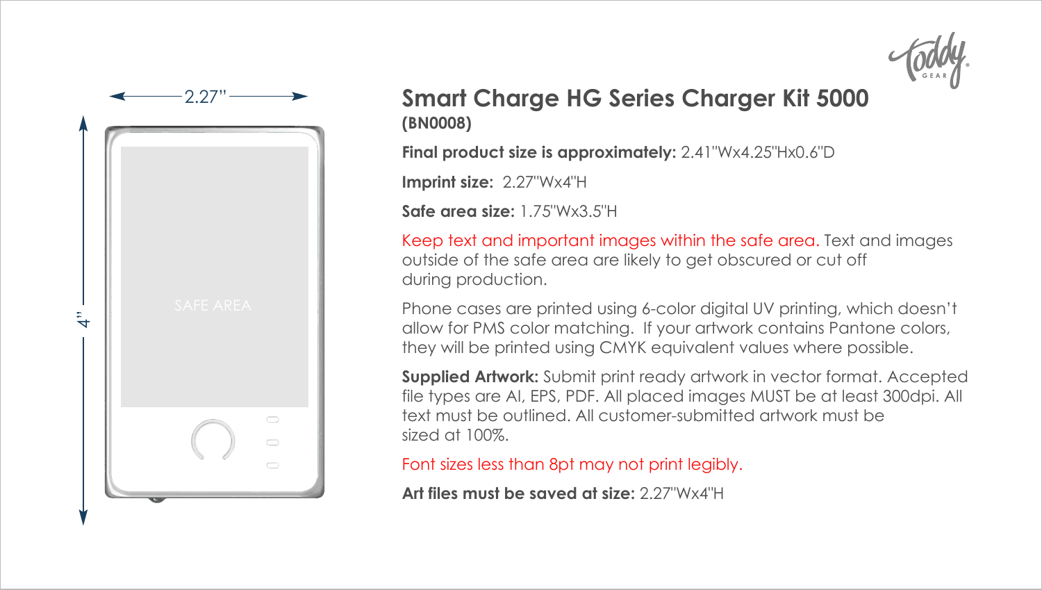2.27"

4"

SAFE AREA

# Smart Charge HG Series Charger Kit 5000

**(BN0008)**

**Final product size is approximately:** 2.41"Wx4.25"Hx0.6"D

**Imprint size:** 2.27"Wx4"H

**Safe area size:** 1.75"Wx3.5"H

Keep text and important images within the safe area. Text and images outside of the safe area are likely to get obscured or cut off during production.

Phone cases are printed using 6-color digital UV printing, which doesn't allow for PMS color matching. If your artwork contains Pantone colors, they will be printed using CMYK equivalent values where possible.

**Supplied Artwork:** Submit print ready artwork in vector format. Accepted file types are AI, EPS, PDF. All placed images MUST be at least 300dpi. All text must be outlined. All customer-submitted artwork must be sized at 100%.

Font sizes less than 8pt may not print legibly.

**Art files must be saved at size:** 2.27"Wx4"H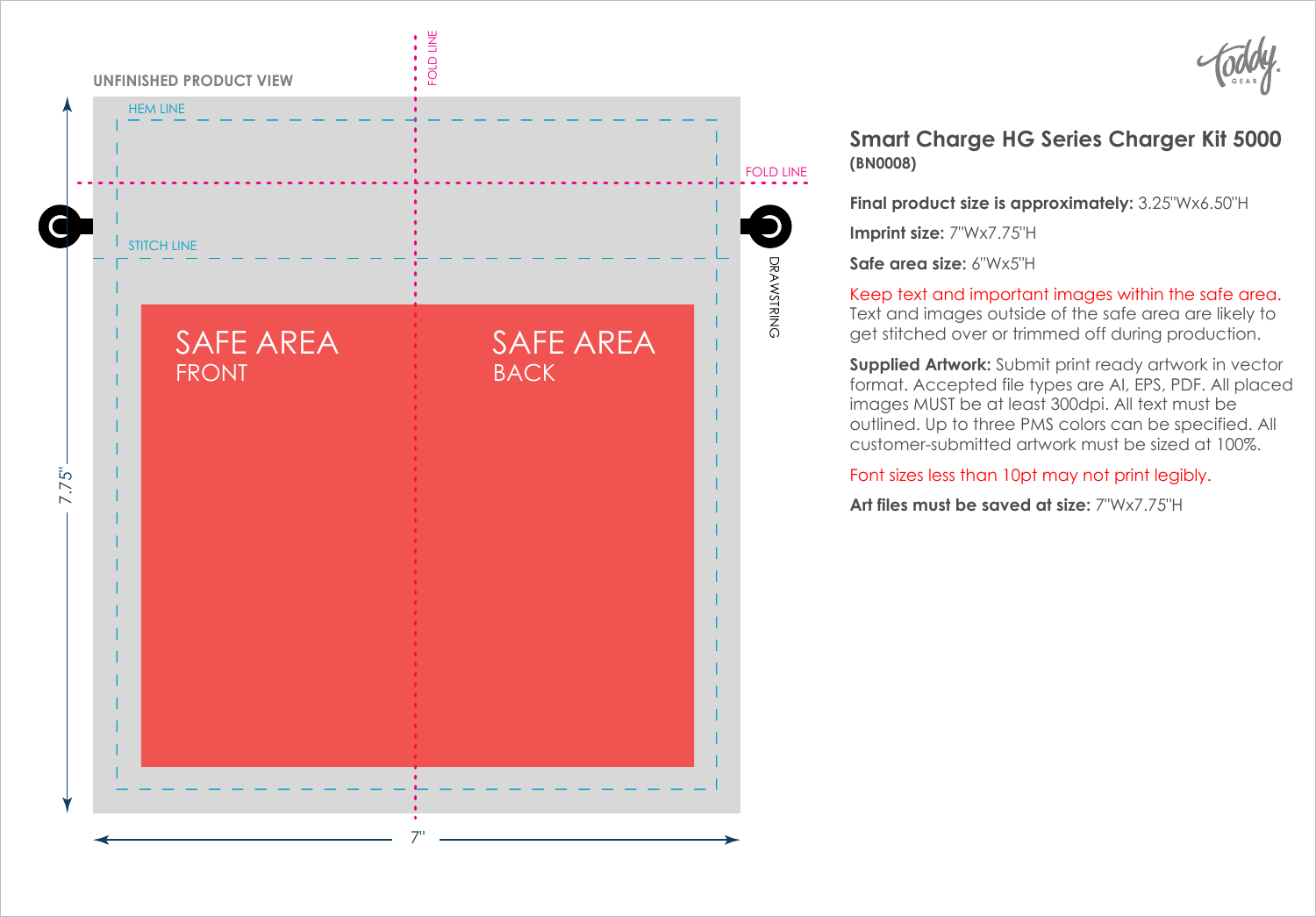UNFINISHED PRODUCT VIEW

HEM LINE

FOLD LINE

FOLD LINE

STITCH LINE

DRAWSTRING

SAFE AREA
FRONT

SAFE AREA
BACK

7.75"

7"

## Smart Charge HG Series Charger Kit 5000
**(BN0008)**

**Final product size is approximately:** 3.25"Wx6.50"H

**Imprint size:** 7"Wx7.75"H

**Safe area size:** 6"Wx5"H

Keep text and important images within the safe area. Text and images outside of the safe area are likely to get stitched over or trimmed off during production.

**Supplied Artwork:** Submit print ready artwork in vector format. Accepted file types are AI, EPS, PDF. All placed images MUST be at least 300dpi. All text must be outlined. Up to three PMS colors can be specified. All customer-submitted artwork must be sized at 100%.

Font sizes less than 10pt may not print legibly.

**Art files must be saved at size:** 7"Wx7.75"H